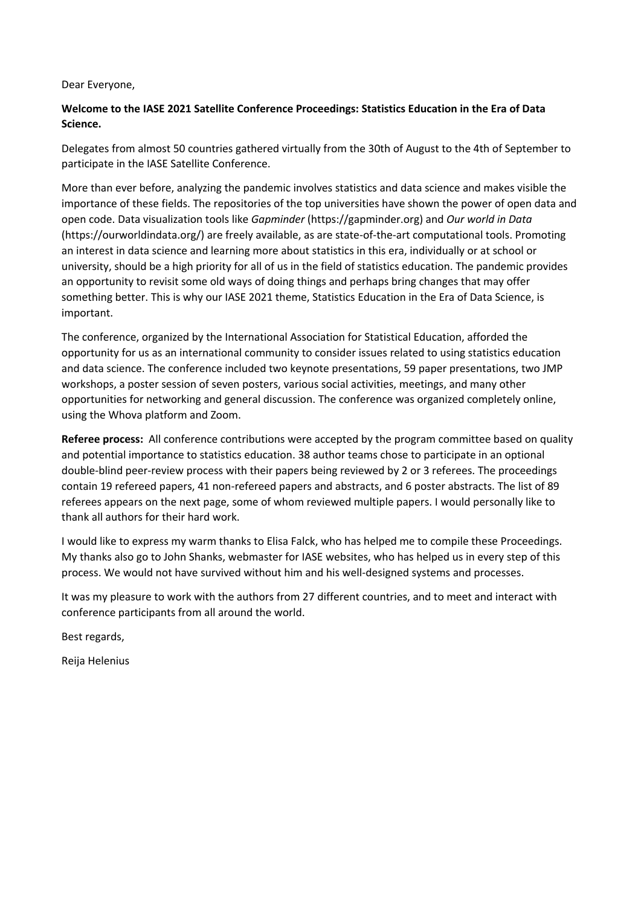Dear Everyone,

**Welcome to the IASE 2021 Satellite Conference Proceedings: Statistics Education in the Era of Data Science.**

Delegates from almost 50 countries gathered virtually from the 30th of August to the 4th of September to participate in the IASE Satellite Conference.

More than ever before, analyzing the pandemic involves statistics and data science and makes visible the importance of these fields. The repositories of the top universities have shown the power of open data and open code. Data visualization tools like *Gapminder* (https://gapminder.org) and *Our world in Data* (https://ourworldindata.org/) are freely available, as are state-of-the-art computational tools. Promoting an interest in data science and learning more about statistics in this era, individually or at school or university, should be a high priority for all of us in the field of statistics education. The pandemic provides an opportunity to revisit some old ways of doing things and perhaps bring changes that may offer something better. This is why our IASE 2021 theme, Statistics Education in the Era of Data Science, is important.

The conference, organized by the International Association for Statistical Education, afforded the opportunity for us as an international community to consider issues related to using statistics education and data science. The conference included two keynote presentations, 59 paper presentations, two JMP workshops, a poster session of seven posters, various social activities, meetings, and many other opportunities for networking and general discussion. The conference was organized completely online, using the Whova platform and Zoom.

**Referee process:** All conference contributions were accepted by the program committee based on quality and potential importance to statistics education. 38 author teams chose to participate in an optional double-blind peer-review process with their papers being reviewed by 2 or 3 referees. The proceedings contain 19 refereed papers, 41 non-refereed papers and abstracts, and 6 poster abstracts. The list of 89 referees appears on the next page, some of whom reviewed multiple papers. I would personally like to thank all authors for their hard work.

I would like to express my warm thanks to Elisa Falck, who has helped me to compile these Proceedings. My thanks also go to John Shanks, webmaster for IASE websites, who has helped us in every step of this process. We would not have survived without him and his well-designed systems and processes.

It was my pleasure to work with the authors from 27 different countries, and to meet and interact with conference participants from all around the world.

Best regards,

Reija Helenius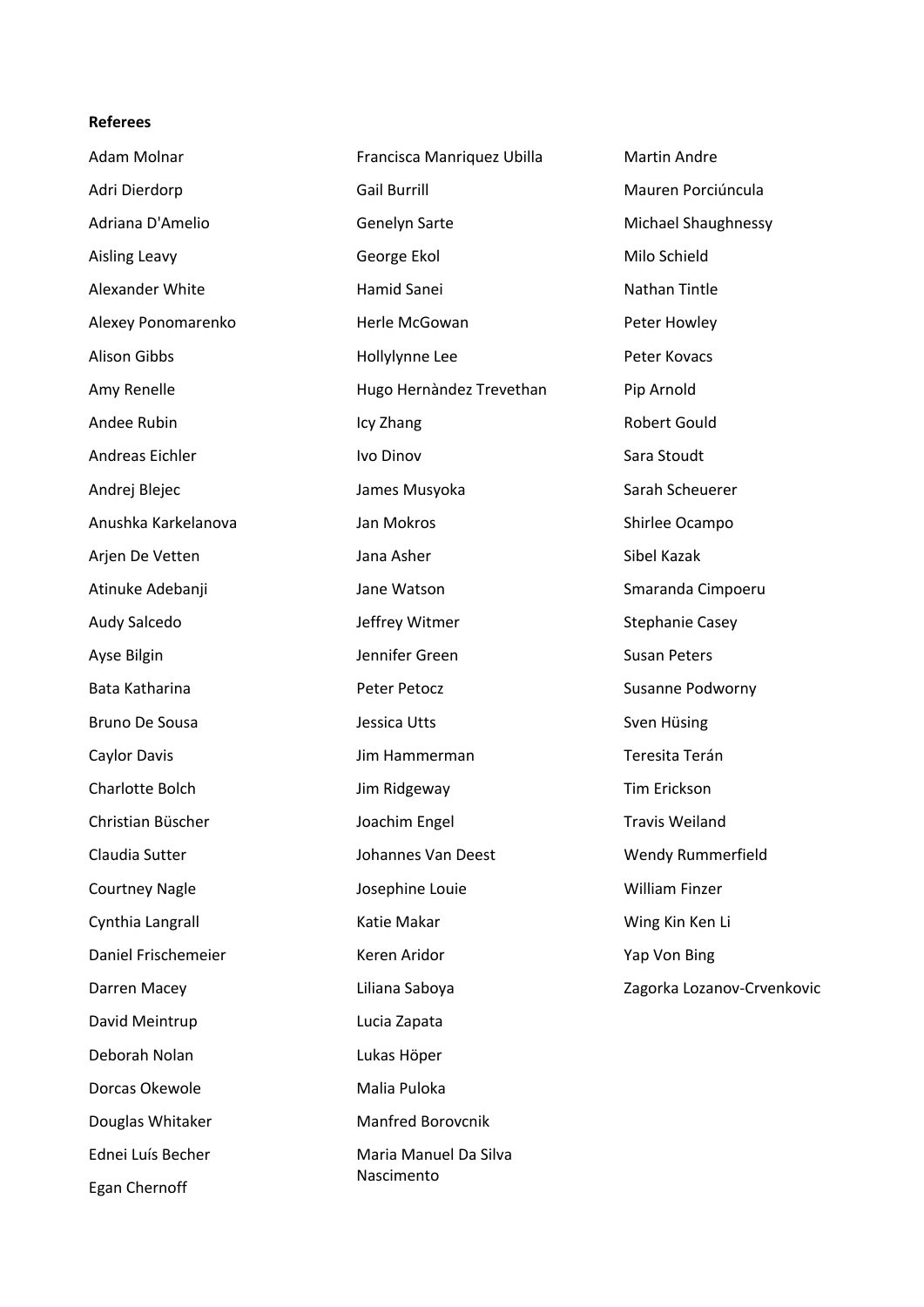**Referees**

Adam Molnar
Adri Dierdorp
Adriana D'Amelio
Aisling Leavy
Alexander White
Alexey Ponomarenko
Alison Gibbs
Amy Renelle
Andee Rubin
Andreas Eichler
Andrej Blejec
Anushka Karkelanova
Arjen De Vetten
Atinuke Adebanji
Audy Salcedo
Ayse Bilgin
Bata Katharina
Bruno De Sousa
Caylor Davis
Charlotte Bolch
Christian Büscher
Claudia Sutter
Courtney Nagle
Cynthia Langrall
Daniel Frischemeier
Darren Macey
David Meintrup
Deborah Nolan
Dorcas Okewole
Douglas Whitaker
Ednei Luís Becher
Egan Chernoff
Francisca Manriquez Ubilla
Gail Burrill
Genelyn Sarte
George Ekol
Hamid Sanei
Herle McGowan
Hollylynne Lee
Hugo Hernàndez Trevethan
Icy Zhang
Ivo Dinov
James Musyoka
Jan Mokros
Jana Asher
Jane Watson
Jeffrey Witmer
Jennifer Green
Peter Petocz
Jessica Utts
Jim Hammerman
Jim Ridgeway
Joachim Engel
Johannes Van Deest
Josephine Louie
Katie Makar
Keren Aridor
Liliana Saboya
Lucia Zapata
Lukas Höper
Malia Puloka
Manfred Borovcnik
Maria Manuel Da Silva Nascimento
Martin Andre
Mauren Porciúncula
Michael Shaughnessy
Milo Schield
Nathan Tintle
Peter Howley
Peter Kovacs
Pip Arnold
Robert Gould
Sara Stoudt
Sarah Scheuerer
Shirlee Ocampo
Sibel Kazak
Smaranda Cimpoeru
Stephanie Casey
Susan Peters
Susanne Podworny
Sven Hüsing
Teresita Terán
Tim Erickson
Travis Weiland
Wendy Rummerfield
William Finzer
Wing Kin Ken Li
Yap Von Bing
Zagorka Lozanov-Crvenkovic